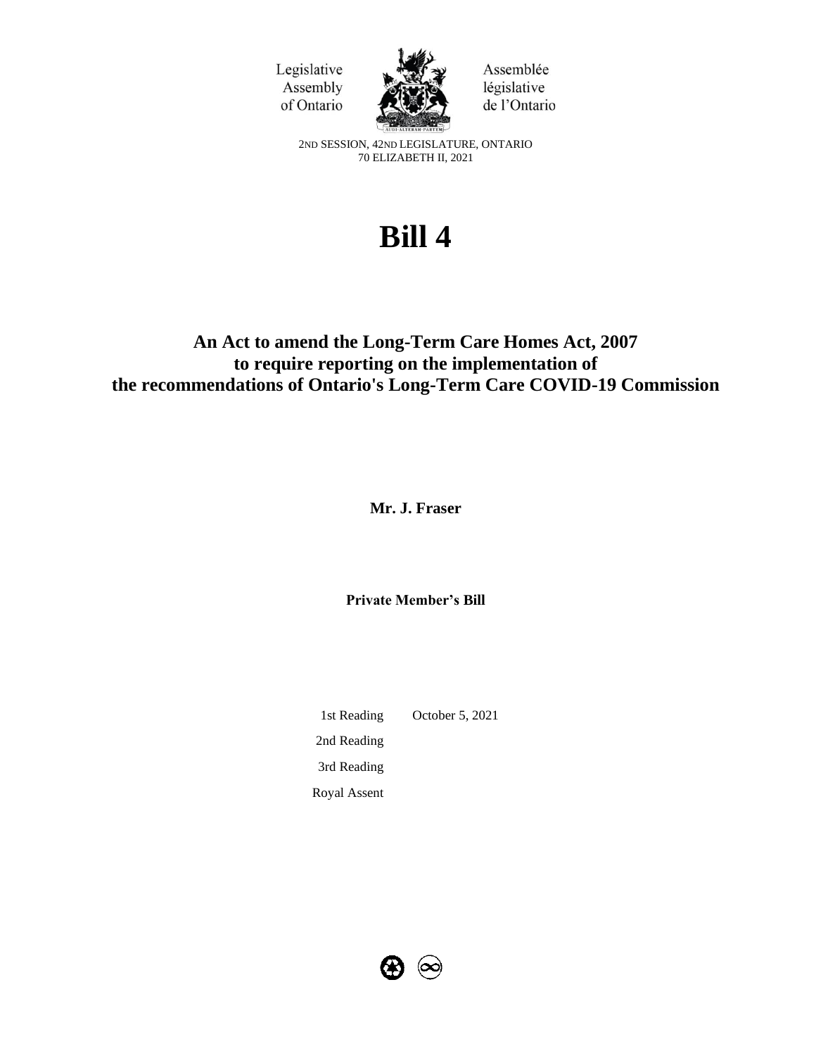Legislative Assembly of Ontario

Assemblée législative de l'Ontario

2ND SESSION, 42ND LEGISLATURE, ONTARIO
70 ELIZABETH II, 2021

# Bill 4

## An Act to amend the Long-Term Care Homes Act, 2007 to require reporting on the implementation of the recommendations of Ontario's Long-Term Care COVID-19 Commission

**Mr. J. Fraser**

**Private Member's Bill**

| | |
|---|---|
| 1st Reading | October 5, 2021 |
| 2nd Reading | |
| 3rd Reading | |
| Royal Assent | |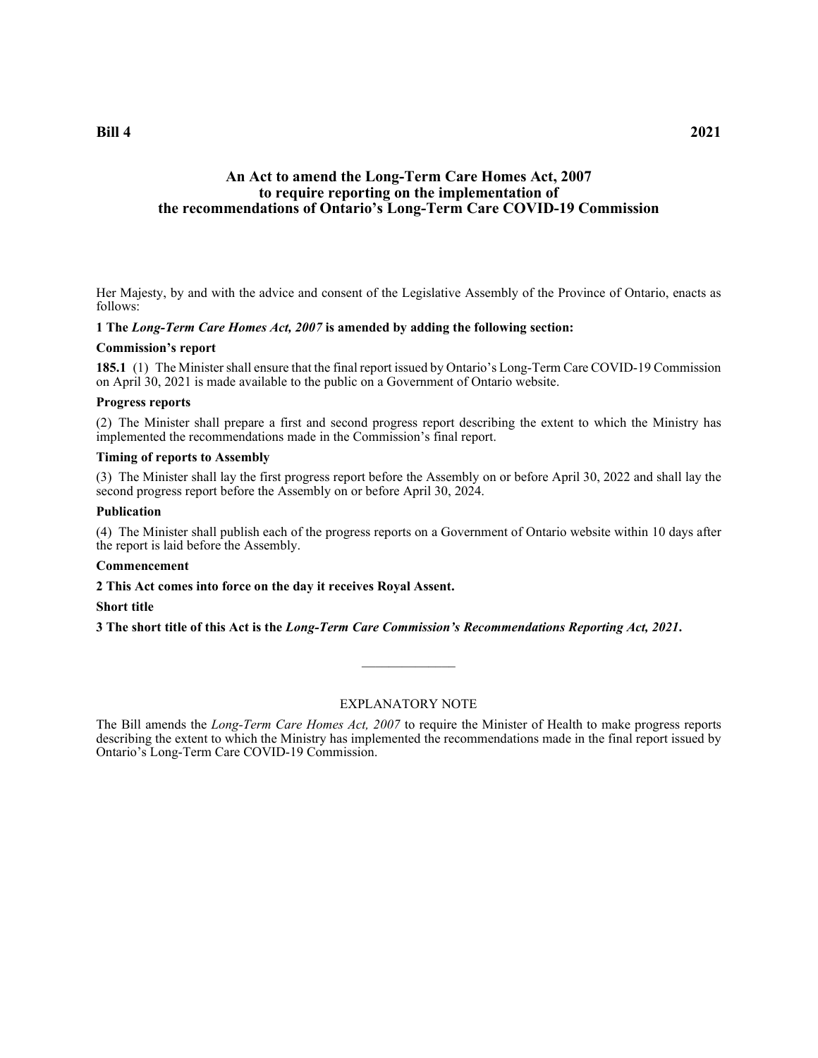**Bill 4** **2021**

# An Act to amend the Long-Term Care Homes Act, 2007 to require reporting on the implementation of the recommendations of Ontario's Long-Term Care COVID-19 Commission

Her Majesty, by and with the advice and consent of the Legislative Assembly of the Province of Ontario, enacts as follows:

**1 The *Long-Term Care Homes Act, 2007* is amended by adding the following section:**

**Commission's report**

**185.1** (1) The Minister shall ensure that the final report issued by Ontario's Long-Term Care COVID-19 Commission on April 30, 2021 is made available to the public on a Government of Ontario website.

**Progress reports**

(2) The Minister shall prepare a first and second progress report describing the extent to which the Ministry has implemented the recommendations made in the Commission's final report.

**Timing of reports to Assembly**

(3) The Minister shall lay the first progress report before the Assembly on or before April 30, 2022 and shall lay the second progress report before the Assembly on or before April 30, 2024.

**Publication**

(4) The Minister shall publish each of the progress reports on a Government of Ontario website within 10 days after the report is laid before the Assembly.

**Commencement**

**2 This Act comes into force on the day it receives Royal Assent.**

**Short title**

**3 The short title of this Act is the *Long-Term Care Commission's Recommendations Reporting Act, 2021*.**

---

EXPLANATORY NOTE

The Bill amends the *Long-Term Care Homes Act, 2007* to require the Minister of Health to make progress reports describing the extent to which the Ministry has implemented the recommendations made in the final report issued by Ontario's Long-Term Care COVID-19 Commission.